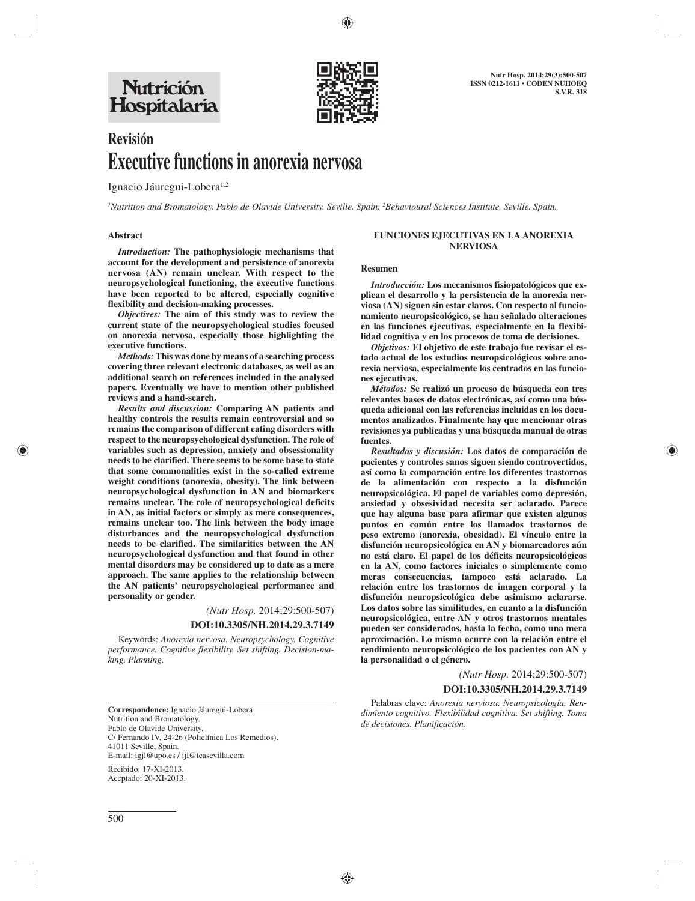# Revisión
# Executive functions in anorexia nervosa

Ignacio Jáuregui-Lobera[1,2]

[1]*Nutrition and Bromatology. Pablo de Olavide University. Seville. Spain.* [2]*Behavioural Sciences Institute. Seville. Spain.*

## Abstract

***Introduction:*** **The pathophysiologic mechanisms that account for the development and persistence of anorexia nervosa (AN) remain unclear. With respect to the neuropsychological functioning, the executive functions have been reported to be altered, especially cognitive flexibility and decision-making processes.**

***Objectives:*** **The aim of this study was to review the current state of the neuropsychological studies focused on anorexia nervosa, especially those highlighting the executive functions.**

***Methods:*** **This was done by means of a searching process covering three relevant electronic databases, as well as an additional search on references included in the analysed papers. Eventually we have to mention other published reviews and a hand-search.**

***Results and discussion:*** **Comparing AN patients and healthy controls the results remain controversial and so remains the comparison of different eating disorders with respect to the neuropsychological dysfunction. The role of variables such as depression, anxiety and obsessionality needs to be clarified. There seems to be some base to state that some commonalities exist in the so-called extreme weight conditions (anorexia, obesity). The link between neuropsychological dysfunction in AN and biomarkers remains unclear. The role of neuropsychological deficits in AN, as initial factors or simply as mere consequences, remains unclear too. The link between the body image disturbances and the neuropsychological dysfunction needs to be clarified. The similarities between the AN neuropsychological dysfunction and that found in other mental disorders may be considered up to date as a mere approach. The same applies to the relationship between the AN patients' neuropsychological performance and personality or gender.**

*(Nutr Hosp.* 2014;29:500-507)

**DOI:10.3305/NH.2014.29.3.7149**

Keywords: *Anorexia nervosa. Neuropsychology. Cognitive performance. Cognitive flexibility. Set shifting. Decision-making. Planning.*

## FUNCIONES EJECUTIVAS EN LA ANOREXIA NERVIOSA

### Resumen

***Introducción:*** **Los mecanismos fisiopatológicos que explican el desarrollo y la persistencia de la anorexia nerviosa (AN) siguen sin estar claros. Con respecto al funcionamiento neuropsicológico, se han señalado alteraciones en las funciones ejecutivas, especialmente en la flexibilidad cognitiva y en los procesos de toma de decisiones.**

***Objetivos:*** **El objetivo de este trabajo fue revisar el estado actual de los estudios neuropsicológicos sobre anorexia nerviosa, especialmente los centrados en las funciones ejecutivas.**

***Métodos:*** **Se realizó un proceso de búsqueda con tres relevantes bases de datos electrónicas, así como una búsqueda adicional con las referencias incluidas en los documentos analizados. Finalmente hay que mencionar otras revisiones ya publicadas y una búsqueda manual de otras fuentes.**

***Resultados y discusión:*** **Los datos de comparación de pacientes y controles sanos siguen siendo controvertidos, así como la comparación entre los diferentes trastornos de la alimentación con respecto a la disfunción neuropsicológica. El papel de variables como depresión, ansiedad y obsesividad necesita ser aclarado. Parece que hay alguna base para afirmar que existen algunos puntos en común entre los llamados trastornos de peso extremo (anorexia, obesidad). El vínculo entre la disfunción neuropsicológica en AN y biomarcadores aún no está claro. El papel de los déficits neuropsicológicos en la AN, como factores iniciales o simplemente como meras consecuencias, tampoco está aclarado. La relación entre los trastornos de imagen corporal y la disfunción neuropsicológica debe asimismo aclararse. Los datos sobre las similitudes, en cuanto a la disfunción neuropsicológica, entre AN y otros trastornos mentales pueden ser considerados, hasta la fecha, como una mera aproximación. Lo mismo ocurre con la relación entre el rendimiento neuropsicológico de los pacientes con AN y la personalidad o el género.**

*(Nutr Hosp.* 2014;29:500-507)

**DOI:10.3305/NH.2014.29.3.7149**

Palabras clave: *Anorexia nerviosa. Neuropsicología. Rendimiento cognitivo. Flexibilidad cognitiva. Set shifting. Toma de decisiones. Planificación.*

---

**Correspondence:** Ignacio Jáuregui-Lobera
Nutrition and Bromatology.
Pablo de Olavide University.
C/ Fernando IV, 24-26 (Policlínica Los Remedios).
41011 Seville, Spain.
E-mail: igjl@upo.es / ijl@tcasevilla.com

Recibido: 17-XI-2013.
Aceptado: 20-XI-2013.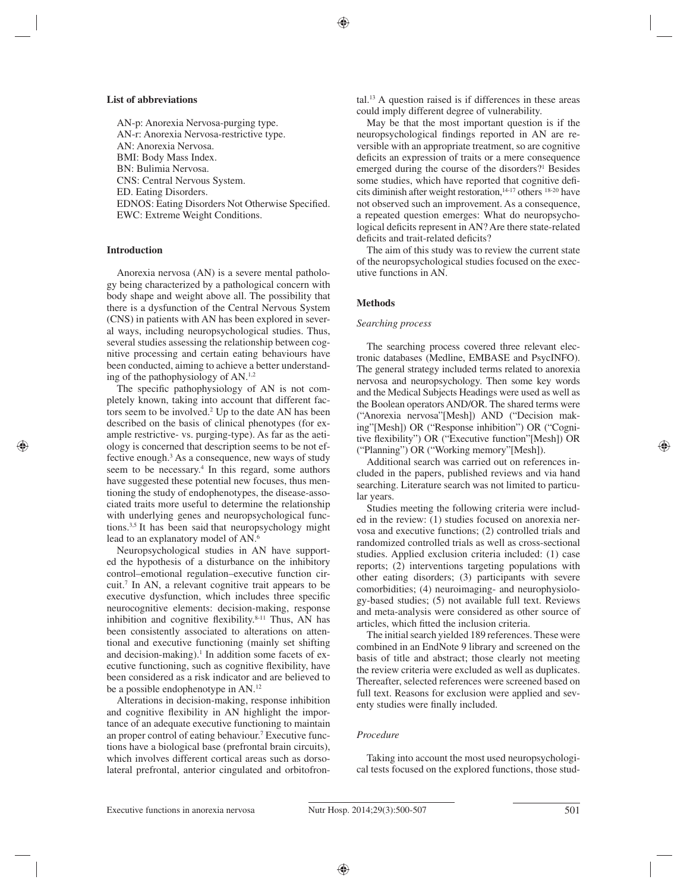### List of abbreviations

AN-p: Anorexia Nervosa-purging type.
AN-r: Anorexia Nervosa-restrictive type.
AN: Anorexia Nervosa.
BMI: Body Mass Index.
BN: Bulimia Nervosa.
CNS: Central Nervous System.
ED. Eating Disorders.
EDNOS: Eating Disorders Not Otherwise Specified.
EWC: Extreme Weight Conditions.

## Introduction

Anorexia nervosa (AN) is a severe mental pathology being characterized by a pathological concern with body shape and weight above all. The possibility that there is a dysfunction of the Central Nervous System (CNS) in patients with AN has been explored in several ways, including neuropsychological studies. Thus, several studies assessing the relationship between cognitive processing and certain eating behaviours have been conducted, aiming to achieve a better understanding of the pathophysiology of AN.[1,2]

The specific pathophysiology of AN is not completely known, taking into account that different factors seem to be involved.[2] Up to the date AN has been described on the basis of clinical phenotypes (for example restrictive- vs. purging-type). As far as the aetiology is concerned that description seems to be not effective enough.[3] As a consequence, new ways of study seem to be necessary.[4] In this regard, some authors have suggested these potential new focuses, thus mentioning the study of endophenotypes, the disease-associated traits more useful to determine the relationship with underlying genes and neuropsychological functions.[3,5] It has been said that neuropsychology might lead to an explanatory model of AN.[6]

Neuropsychological studies in AN have supported the hypothesis of a disturbance on the inhibitory control–emotional regulation–executive function circuit.[7] In AN, a relevant cognitive trait appears to be executive dysfunction, which includes three specific neurocognitive elements: decision-making, response inhibition and cognitive flexibility.[8-11] Thus, AN has been consistently associated to alterations on attentional and executive functioning (mainly set shifting and decision-making).[1] In addition some facets of executive functioning, such as cognitive flexibility, have been considered as a risk indicator and are believed to be a possible endophenotype in AN.[12]

Alterations in decision-making, response inhibition and cognitive flexibility in AN highlight the importance of an adequate executive functioning to maintain an proper control of eating behaviour.[7] Executive functions have a biological base (prefrontal brain circuits), which involves different cortical areas such as dorsolateral prefrontal, anterior cingulated and orbitofrontal.[13] A question raised is if differences in these areas could imply different degree of vulnerability.

May be that the most important question is if the neuropsychological findings reported in AN are reversible with an appropriate treatment, so are cognitive deficits an expression of traits or a mere consequence emerged during the course of the disorders?[1] Besides some studies, which have reported that cognitive deficits diminish after weight restoration,[14-17] others [18-20] have not observed such an improvement. As a consequence, a repeated question emerges: What do neuropsychological deficits represent in AN? Are there state-related deficits and trait-related deficits?

The aim of this study was to review the current state of the neuropsychological studies focused on the executive functions in AN.

## Methods

### *Searching process*

The searching process covered three relevant electronic databases (Medline, EMBASE and PsycINFO). The general strategy included terms related to anorexia nervosa and neuropsychology. Then some key words and the Medical Subjects Headings were used as well as the Boolean operators AND/OR. The shared terms were ("Anorexia nervosa"[Mesh]) AND ("Decision making"[Mesh]) OR ("Response inhibition") OR ("Cognitive flexibility") OR ("Executive function"[Mesh]) OR ("Planning") OR ("Working memory"[Mesh]).

Additional search was carried out on references included in the papers, published reviews and via hand searching. Literature search was not limited to particular years.

Studies meeting the following criteria were included in the review: (1) studies focused on anorexia nervosa and executive functions; (2) controlled trials and randomized controlled trials as well as cross-sectional studies. Applied exclusion criteria included: (1) case reports; (2) interventions targeting populations with other eating disorders; (3) participants with severe comorbidities; (4) neuroimaging- and neurophysiology-based studies; (5) not available full text. Reviews and meta-analysis were considered as other source of articles, which fitted the inclusion criteria.

The initial search yielded 189 references. These were combined in an EndNote 9 library and screened on the basis of title and abstract; those clearly not meeting the review criteria were excluded as well as duplicates. Thereafter, selected references were screened based on full text. Reasons for exclusion were applied and seventy studies were finally included.

### *Procedure*

Taking into account the most used neuropsychological tests focused on the explored functions, those stud-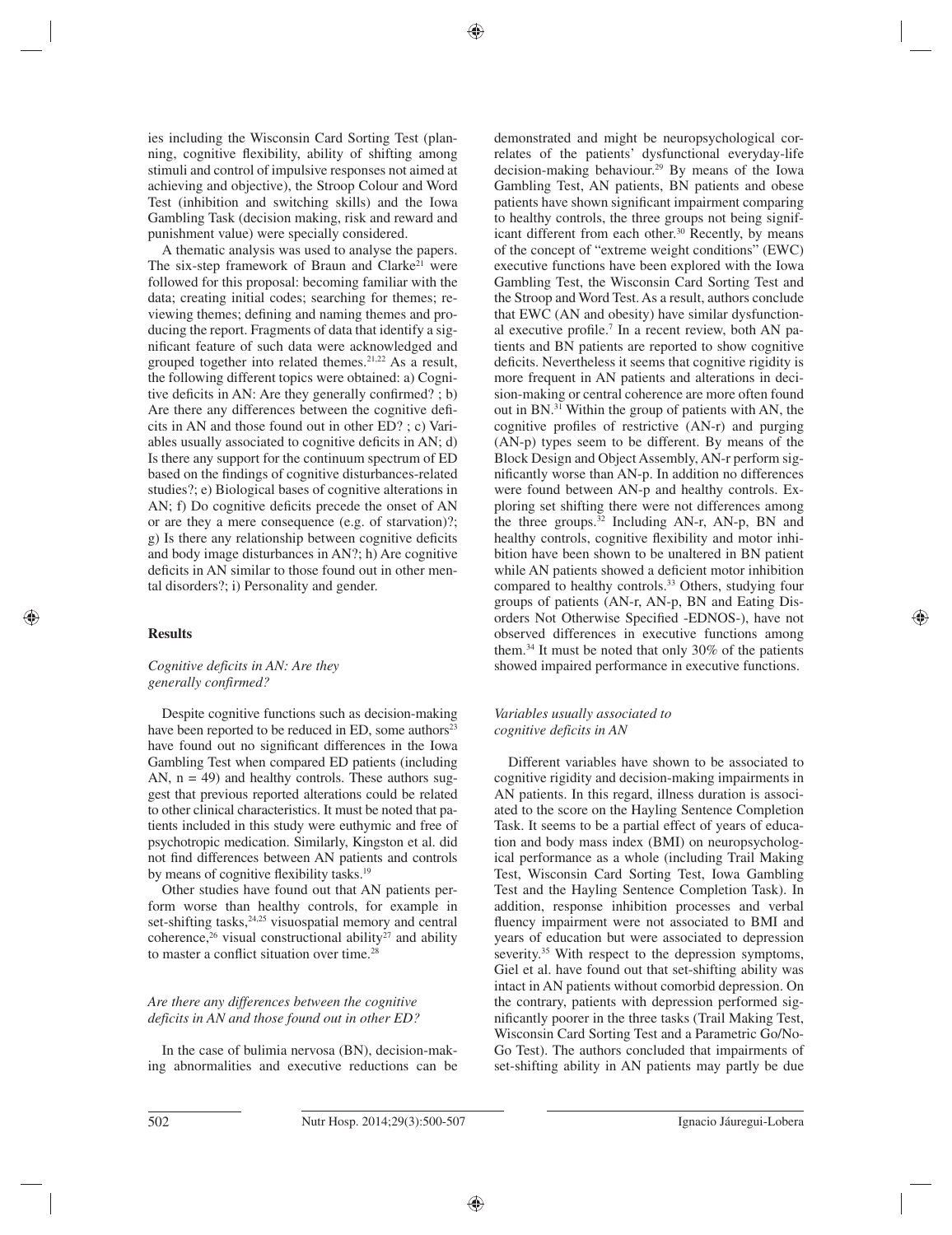ies including the Wisconsin Card Sorting Test (planning, cognitive flexibility, ability of shifting among stimuli and control of impulsive responses not aimed at achieving and objective), the Stroop Colour and Word Test (inhibition and switching skills) and the Iowa Gambling Task (decision making, risk and reward and punishment value) were specially considered.

A thematic analysis was used to analyse the papers. The six-step framework of Braun and Clarke[21] were followed for this proposal: becoming familiar with the data; creating initial codes; searching for themes; reviewing themes; defining and naming themes and producing the report. Fragments of data that identify a significant feature of such data were acknowledged and grouped together into related themes.[21,22] As a result, the following different topics were obtained: a) Cognitive deficits in AN: Are they generally confirmed? ; b) Are there any differences between the cognitive deficits in AN and those found out in other ED? ; c) Variables usually associated to cognitive deficits in AN; d) Is there any support for the continuum spectrum of ED based on the findings of cognitive disturbances-related studies?; e) Biological bases of cognitive alterations in AN; f) Do cognitive deficits precede the onset of AN or are they a mere consequence (e.g. of starvation)?; g) Is there any relationship between cognitive deficits and body image disturbances in AN?; h) Are cognitive deficits in AN similar to those found out in other mental disorders?; i) Personality and gender.

## Results

### *Cognitive deficits in AN: Are they generally confirmed?*

Despite cognitive functions such as decision-making have been reported to be reduced in ED, some authors[23] have found out no significant differences in the Iowa Gambling Test when compared ED patients (including AN, n = 49) and healthy controls. These authors suggest that previous reported alterations could be related to other clinical characteristics. It must be noted that patients included in this study were euthymic and free of psychotropic medication. Similarly, Kingston et al. did not find differences between AN patients and controls by means of cognitive flexibility tasks.[19]

Other studies have found out that AN patients perform worse than healthy controls, for example in set-shifting tasks,[24,25] visuospatial memory and central coherence,[26] visual constructional ability[27] and ability to master a conflict situation over time.[28]

### *Are there any differences between the cognitive deficits in AN and those found out in other ED?*

In the case of bulimia nervosa (BN), decision-making abnormalities and executive reductions can be demonstrated and might be neuropsychological correlates of the patients' dysfunctional everyday-life decision-making behaviour.[29] By means of the Iowa Gambling Test, AN patients, BN patients and obese patients have shown significant impairment comparing to healthy controls, the three groups not being significant different from each other.[30] Recently, by means of the concept of "extreme weight conditions" (EWC) executive functions have been explored with the Iowa Gambling Test, the Wisconsin Card Sorting Test and the Stroop and Word Test. As a result, authors conclude that EWC (AN and obesity) have similar dysfunctional executive profile.[7] In a recent review, both AN patients and BN patients are reported to show cognitive deficits. Nevertheless it seems that cognitive rigidity is more frequent in AN patients and alterations in decision-making or central coherence are more often found out in BN.[31] Within the group of patients with AN, the cognitive profiles of restrictive (AN-r) and purging (AN-p) types seem to be different. By means of the Block Design and Object Assembly, AN-r perform significantly worse than AN-p. In addition no differences were found between AN-p and healthy controls. Exploring set shifting there were not differences among the three groups.[32] Including AN-r, AN-p, BN and healthy controls, cognitive flexibility and motor inhibition have been shown to be unaltered in BN patient while AN patients showed a deficient motor inhibition compared to healthy controls.[33] Others, studying four groups of patients (AN-r, AN-p, BN and Eating Disorders Not Otherwise Specified -EDNOS-), have not observed differences in executive functions among them.[34] It must be noted that only 30% of the patients showed impaired performance in executive functions.

### *Variables usually associated to cognitive deficits in AN*

Different variables have shown to be associated to cognitive rigidity and decision-making impairments in AN patients. In this regard, illness duration is associated to the score on the Hayling Sentence Completion Task. It seems to be a partial effect of years of education and body mass index (BMI) on neuropsychological performance as a whole (including Trail Making Test, Wisconsin Card Sorting Test, Iowa Gambling Test and the Hayling Sentence Completion Task). In addition, response inhibition processes and verbal fluency impairment were not associated to BMI and years of education but were associated to depression severity.[35] With respect to the depression symptoms, Giel et al. have found out that set-shifting ability was intact in AN patients without comorbid depression. On the contrary, patients with depression performed significantly poorer in the three tasks (Trail Making Test, Wisconsin Card Sorting Test and a Parametric Go/No-Go Test). The authors concluded that impairments of set-shifting ability in AN patients may partly be due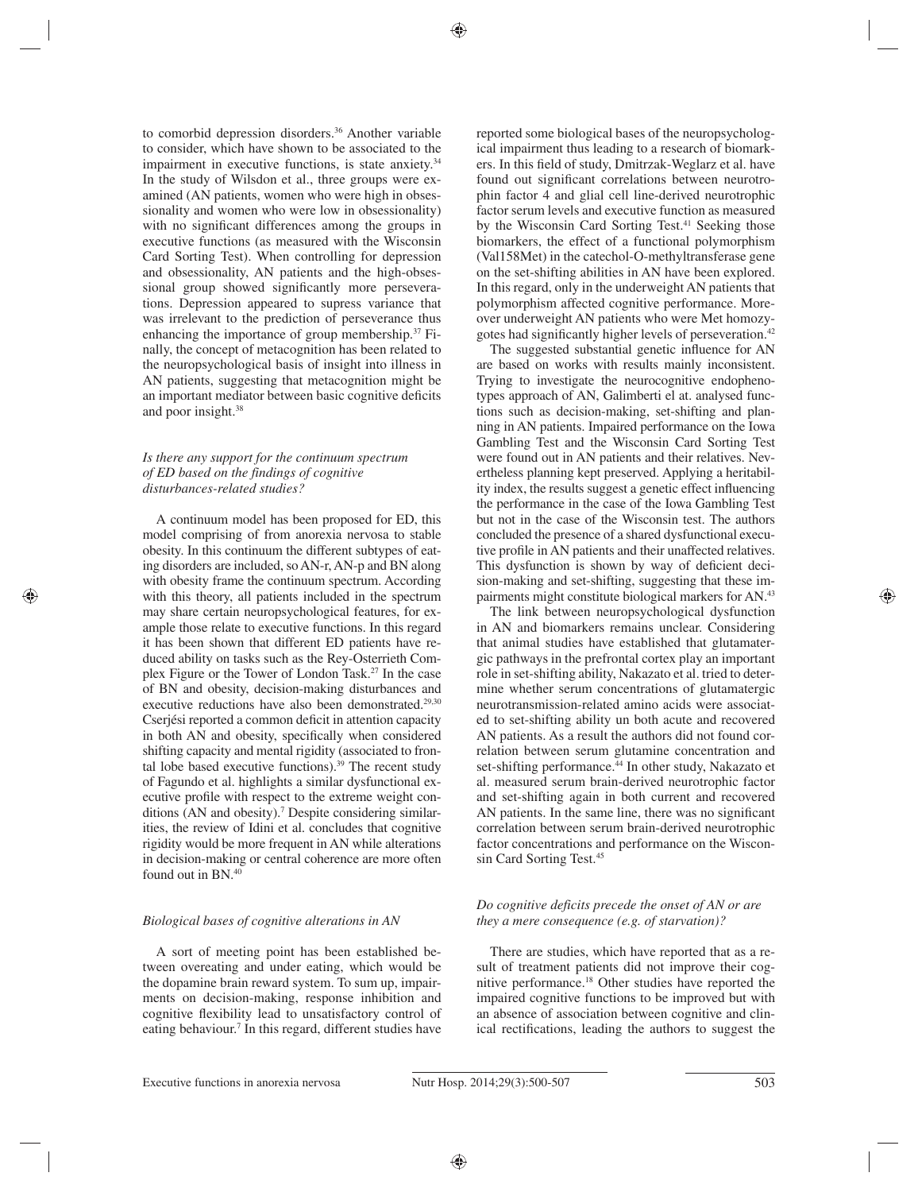to comorbid depression disorders.[36] Another variable to consider, which have shown to be associated to the impairment in executive functions, is state anxiety.[34] In the study of Wilsdon et al., three groups were examined (AN patients, women who were high in obsessionality and women who were low in obsessionality) with no significant differences among the groups in executive functions (as measured with the Wisconsin Card Sorting Test). When controlling for depression and obsessionality, AN patients and the high-obsessional group showed significantly more perseverations. Depression appeared to supress variance that was irrelevant to the prediction of perseverance thus enhancing the importance of group membership.[37] Finally, the concept of metacognition has been related to the neuropsychological basis of insight into illness in AN patients, suggesting that metacognition might be an important mediator between basic cognitive deficits and poor insight.[38]

### *Is there any support for the continuum spectrum of ED based on the findings of cognitive disturbances-related studies?*

A continuum model has been proposed for ED, this model comprising of from anorexia nervosa to stable obesity. In this continuum the different subtypes of eating disorders are included, so AN-r, AN-p and BN along with obesity frame the continuum spectrum. According with this theory, all patients included in the spectrum may share certain neuropsychological features, for example those relate to executive functions. In this regard it has been shown that different ED patients have reduced ability on tasks such as the Rey-Osterrieth Complex Figure or the Tower of London Task.[27] In the case of BN and obesity, decision-making disturbances and executive reductions have also been demonstrated.[29,30] Cserjési reported a common deficit in attention capacity in both AN and obesity, specifically when considered shifting capacity and mental rigidity (associated to frontal lobe based executive functions).[39] The recent study of Fagundo et al. highlights a similar dysfunctional executive profile with respect to the extreme weight conditions (AN and obesity).[7] Despite considering similarities, the review of Idini et al. concludes that cognitive rigidity would be more frequent in AN while alterations in decision-making or central coherence are more often found out in BN.[40]

### *Biological bases of cognitive alterations in AN*

A sort of meeting point has been established between overeating and under eating, which would be the dopamine brain reward system. To sum up, impairments on decision-making, response inhibition and cognitive flexibility lead to unsatisfactory control of eating behaviour.[7] In this regard, different studies have reported some biological bases of the neuropsychological impairment thus leading to a research of biomarkers. In this field of study, Dmitrzak-Weglarz et al. have found out significant correlations between neurotrophin factor 4 and glial cell line-derived neurotrophic factor serum levels and executive function as measured by the Wisconsin Card Sorting Test.[41] Seeking those biomarkers, the effect of a functional polymorphism (Val158Met) in the catechol-O-methyltransferase gene on the set-shifting abilities in AN have been explored. In this regard, only in the underweight AN patients that polymorphism affected cognitive performance. Moreover underweight AN patients who were Met homozygotes had significantly higher levels of perseveration.[42]

The suggested substantial genetic influence for AN are based on works with results mainly inconsistent. Trying to investigate the neurocognitive endophenotypes approach of AN, Galimberti el at. analysed functions such as decision-making, set-shifting and planning in AN patients. Impaired performance on the Iowa Gambling Test and the Wisconsin Card Sorting Test were found out in AN patients and their relatives. Nevertheless planning kept preserved. Applying a heritability index, the results suggest a genetic effect influencing the performance in the case of the Iowa Gambling Test but not in the case of the Wisconsin test. The authors concluded the presence of a shared dysfunctional executive profile in AN patients and their unaffected relatives. This dysfunction is shown by way of deficient decision-making and set-shifting, suggesting that these impairments might constitute biological markers for AN.[43]

The link between neuropsychological dysfunction in AN and biomarkers remains unclear. Considering that animal studies have established that glutamatergic pathways in the prefrontal cortex play an important role in set-shifting ability, Nakazato et al. tried to determine whether serum concentrations of glutamatergic neurotransmission-related amino acids were associated to set-shifting ability un both acute and recovered AN patients. As a result the authors did not found correlation between serum glutamine concentration and set-shifting performance.[44] In other study, Nakazato et al. measured serum brain-derived neurotrophic factor and set-shifting again in both current and recovered AN patients. In the same line, there was no significant correlation between serum brain-derived neurotrophic factor concentrations and performance on the Wisconsin Card Sorting Test.[45]

### *Do cognitive deficits precede the onset of AN or are they a mere consequence (e.g. of starvation)?*

There are studies, which have reported that as a result of treatment patients did not improve their cognitive performance.[18] Other studies have reported the impaired cognitive functions to be improved but with an absence of association between cognitive and clinical rectifications, leading the authors to suggest the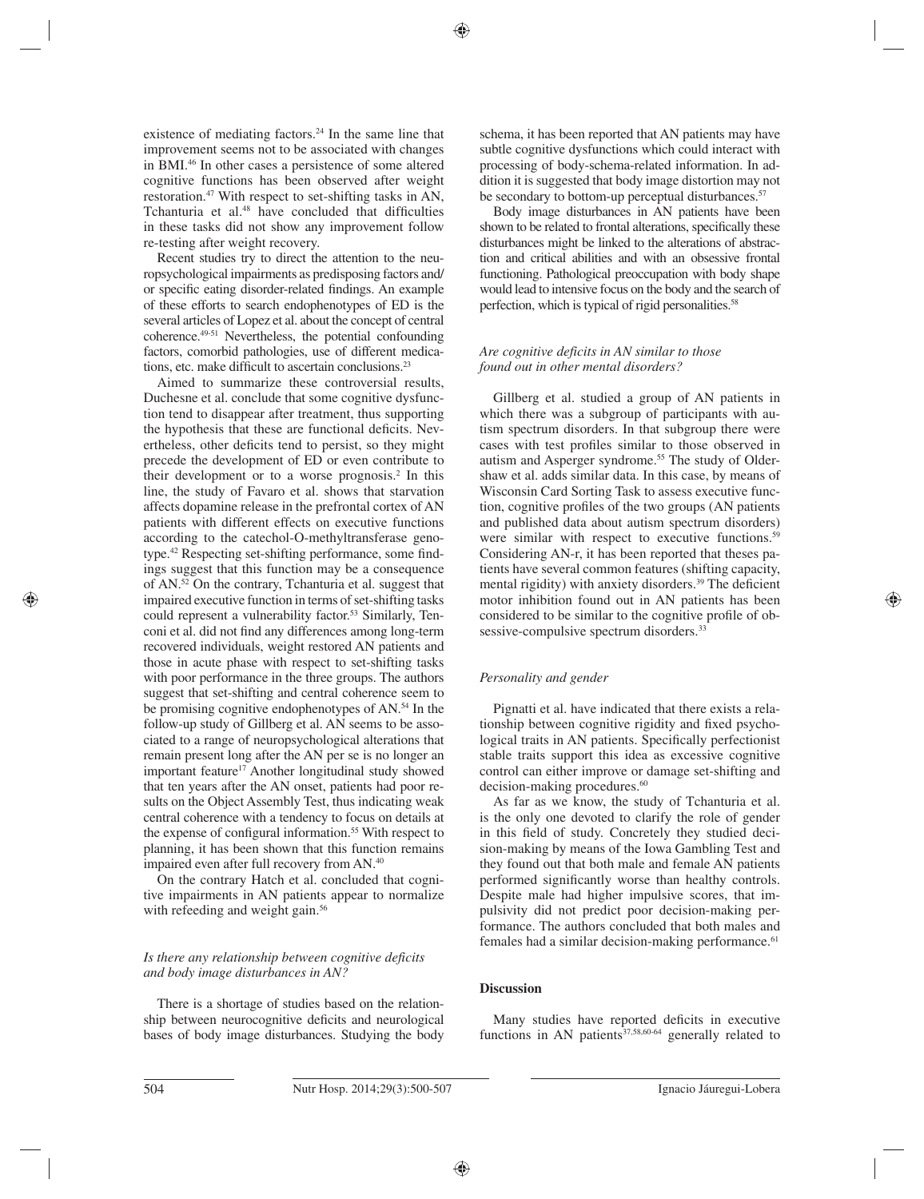existence of mediating factors.[24] In the same line that improvement seems not to be associated with changes in BMI.[46] In other cases a persistence of some altered cognitive functions has been observed after weight restoration.[47] With respect to set-shifting tasks in AN, Tchanturia et al.[48] have concluded that difficulties in these tasks did not show any improvement follow re-testing after weight recovery.

Recent studies try to direct the attention to the neuropsychological impairments as predisposing factors and/or specific eating disorder-related findings. An example of these efforts to search endophenotypes of ED is the several articles of Lopez et al. about the concept of central coherence.[49-51] Nevertheless, the potential confounding factors, comorbid pathologies, use of different medications, etc. make difficult to ascertain conclusions.[23]

Aimed to summarize these controversial results, Duchesne et al. conclude that some cognitive dysfunction tend to disappear after treatment, thus supporting the hypothesis that these are functional deficits. Nevertheless, other deficits tend to persist, so they might precede the development of ED or even contribute to their development or to a worse prognosis.[2] In this line, the study of Favaro et al. shows that starvation affects dopamine release in the prefrontal cortex of AN patients with different effects on executive functions according to the catechol-O-methyltransferase genotype.[42] Respecting set-shifting performance, some findings suggest that this function may be a consequence of AN.[52] On the contrary, Tchanturia et al. suggest that impaired executive function in terms of set-shifting tasks could represent a vulnerability factor.[53] Similarly, Tenconi et al. did not find any differences among long-term recovered individuals, weight restored AN patients and those in acute phase with respect to set-shifting tasks with poor performance in the three groups. The authors suggest that set-shifting and central coherence seem to be promising cognitive endophenotypes of AN.[54] In the follow-up study of Gillberg et al. AN seems to be associated to a range of neuropsychological alterations that remain present long after the AN per se is no longer an important feature[17] Another longitudinal study showed that ten years after the AN onset, patients had poor results on the Object Assembly Test, thus indicating weak central coherence with a tendency to focus on details at the expense of configural information.[55] With respect to planning, it has been shown that this function remains impaired even after full recovery from AN.[40]

On the contrary Hatch et al. concluded that cognitive impairments in AN patients appear to normalize with refeeding and weight gain.[56]

### *Is there any relationship between cognitive deficits and body image disturbances in AN?*

There is a shortage of studies based on the relationship between neurocognitive deficits and neurological bases of body image disturbances. Studying the body schema, it has been reported that AN patients may have subtle cognitive dysfunctions which could interact with processing of body-schema-related information. In addition it is suggested that body image distortion may not be secondary to bottom-up perceptual disturbances.[57]

Body image disturbances in AN patients have been shown to be related to frontal alterations, specifically these disturbances might be linked to the alterations of abstraction and critical abilities and with an obsessive frontal functioning. Pathological preoccupation with body shape would lead to intensive focus on the body and the search of perfection, which is typical of rigid personalities.[58]

### *Are cognitive deficits in AN similar to those found out in other mental disorders?*

Gillberg et al. studied a group of AN patients in which there was a subgroup of participants with autism spectrum disorders. In that subgroup there were cases with test profiles similar to those observed in autism and Asperger syndrome.[55] The study of Oldershaw et al. adds similar data. In this case, by means of Wisconsin Card Sorting Task to assess executive function, cognitive profiles of the two groups (AN patients and published data about autism spectrum disorders) were similar with respect to executive functions.[59] Considering AN-r, it has been reported that theses patients have several common features (shifting capacity, mental rigidity) with anxiety disorders.[39] The deficient motor inhibition found out in AN patients has been considered to be similar to the cognitive profile of obsessive-compulsive spectrum disorders.[33]

### *Personality and gender*

Pignatti et al. have indicated that there exists a relationship between cognitive rigidity and fixed psychological traits in AN patients. Specifically perfectionist stable traits support this idea as excessive cognitive control can either improve or damage set-shifting and decision-making procedures.[60]

As far as we know, the study of Tchanturia et al. is the only one devoted to clarify the role of gender in this field of study. Concretely they studied decision-making by means of the Iowa Gambling Test and they found out that both male and female AN patients performed significantly worse than healthy controls. Despite male had higher impulsive scores, that impulsivity did not predict poor decision-making performance. The authors concluded that both males and females had a similar decision-making performance.[61]

## Discussion

Many studies have reported deficits in executive functions in AN patients[37,58,60-64] generally related to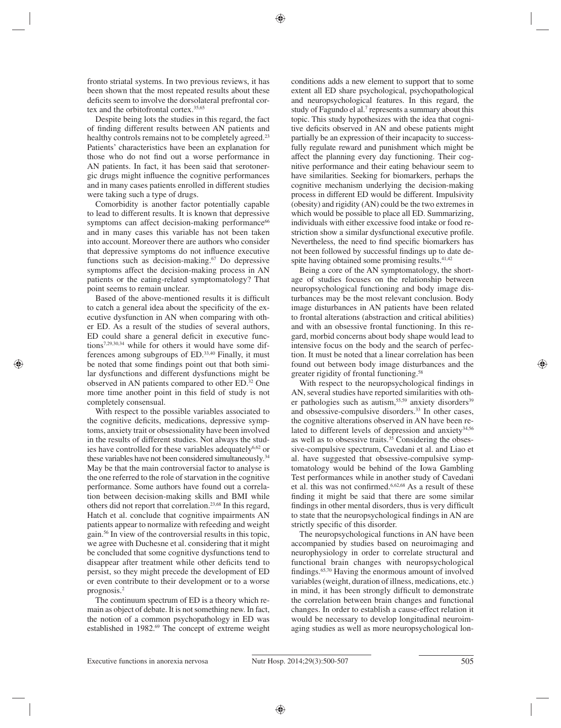fronto striatal systems. In two previous reviews, it has been shown that the most repeated results about these deficits seem to involve the dorsolateral prefrontal cortex and the orbitofrontal cortex.[35,65]

Despite being lots the studies in this regard, the fact of finding different results between AN patients and healthy controls remains not to be completely agreed.[23] Patients' characteristics have been an explanation for those who do not find out a worse performance in AN patients. In fact, it has been said that serotonergic drugs might influence the cognitive performances and in many cases patients enrolled in different studies were taking such a type of drugs.

Comorbidity is another factor potentially capable to lead to different results. It is known that depressive symptoms can affect decision-making performance[66] and in many cases this variable has not been taken into account. Moreover there are authors who consider that depressive symptoms do not influence executive functions such as decision-making.[67] Do depressive symptoms affect the decision-making process in AN patients or the eating-related symptomatology? That point seems to remain unclear.

Based of the above-mentioned results it is difficult to catch a general idea about the specificity of the executive dysfunction in AN when comparing with other ED. As a result of the studies of several authors, ED could share a general deficit in executive functions[7,29,30,34] while for others it would have some differences among subgroups of ED.[33,40] Finally, it must be noted that some findings point out that both similar dysfunctions and different dysfunctions might be observed in AN patients compared to other ED.[32] One more time another point in this field of study is not completely consensual.

With respect to the possible variables associated to the cognitive deficits, medications, depressive symptoms, anxiety trait or obsessionality have been involved in the results of different studies. Not always the studies have controlled for these variables adequately[6,62] or these variables have not been considered simultaneously.[34] May be that the main controversial factor to analyse is the one referred to the role of starvation in the cognitive performance. Some authors have found out a correlation between decision-making skills and BMI while others did not report that correlation.[23,68] In this regard, Hatch et al. conclude that cognitive impairments AN patients appear to normalize with refeeding and weight gain.[56] In view of the controversial results in this topic, we agree with Duchesne et al. considering that it might be concluded that some cognitive dysfunctions tend to disappear after treatment while other deficits tend to persist, so they might precede the development of ED or even contribute to their development or to a worse prognosis.[2]

The continuum spectrum of ED is a theory which remain as object of debate. It is not something new. In fact, the notion of a common psychopathology in ED was established in 1982.[69] The concept of extreme weight conditions adds a new element to support that to some extent all ED share psychological, psychopathological and neuropsychological features. In this regard, the study of Fagundo el al.[7] represents a summary about this topic. This study hypothesizes with the idea that cognitive deficits observed in AN and obese patients might partially be an expression of their incapacity to successfully regulate reward and punishment which might be affect the planning every day functioning. Their cognitive performance and their eating behaviour seem to have similarities. Seeking for biomarkers, perhaps the cognitive mechanism underlying the decision-making process in different ED would be different. Impulsivity (obesity) and rigidity (AN) could be the two extremes in which would be possible to place all ED. Summarizing, individuals with either excessive food intake or food restriction show a similar dysfunctional executive profile. Nevertheless, the need to find specific biomarkers has not been followed by successful findings up to date despite having obtained some promising results.[41,42]

Being a core of the AN symptomatology, the shortage of studies focuses on the relationship between neuropsychological functioning and body image disturbances may be the most relevant conclusion. Body image disturbances in AN patients have been related to frontal alterations (abstraction and critical abilities) and with an obsessive frontal functioning. In this regard, morbid concerns about body shape would lead to intensive focus on the body and the search of perfection. It must be noted that a linear correlation has been found out between body image disturbances and the greater rigidity of frontal functioning.[58]

With respect to the neuropsychological findings in AN, several studies have reported similarities with other pathologies such as autism,[55,59] anxiety disorders[39] and obsessive-compulsive disorders.[33] In other cases, the cognitive alterations observed in AN have been related to different levels of depression and anxiety[34,56] as well as to obsessive traits.[35] Considering the obsessive-compulsive spectrum, Cavedani et al. and Liao et al. have suggested that obsessive-compulsive symptomatology would be behind of the Iowa Gambling Test performances while in another study of Cavedani et al. this was not confirmed.[6,62,68] As a result of these finding it might be said that there are some similar findings in other mental disorders, thus is very difficult to state that the neuropsychological findings in AN are strictly specific of this disorder.

The neuropsychological functions in AN have been accompanied by studies based on neuroimaging and neurophysiology in order to correlate structural and functional brain changes with neuropsychological findings.[65,70] Having the enormous amount of involved variables (weight, duration of illness, medications, etc.) in mind, it has been strongly difficult to demonstrate the correlation between brain changes and functional changes. In order to establish a cause-effect relation it would be necessary to develop longitudinal neuroimaging studies as well as more neuropsychological lon-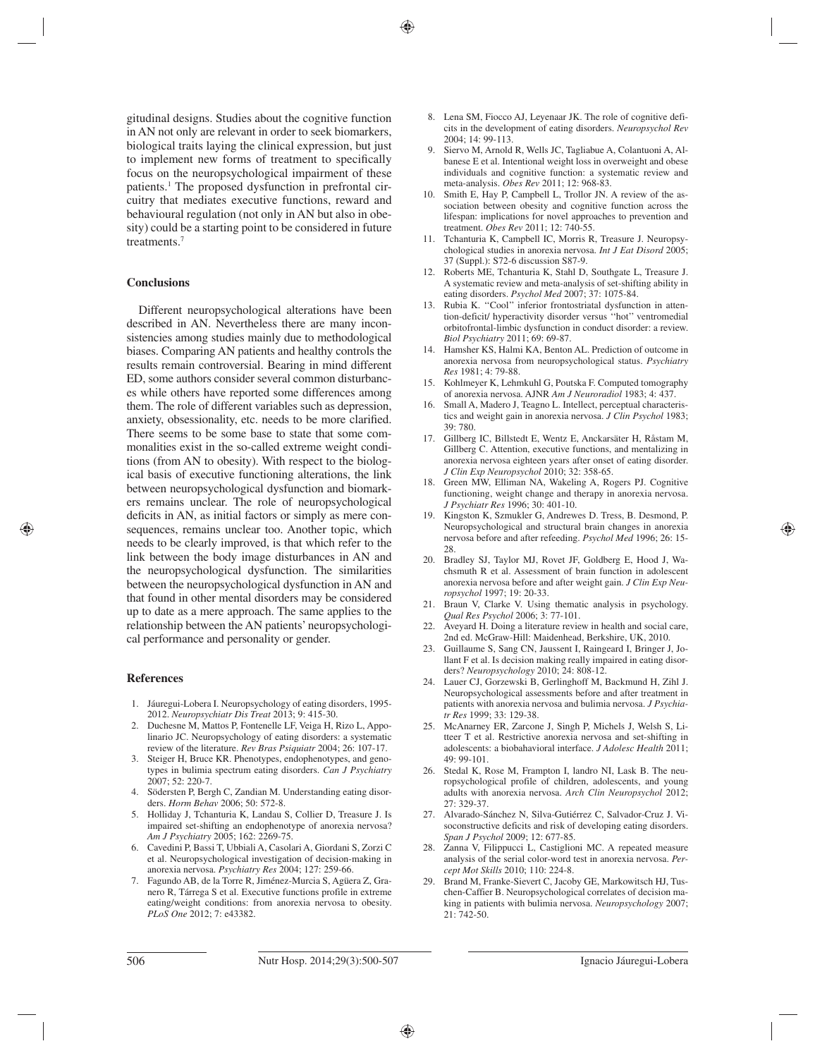gitudinal designs. Studies about the cognitive function in AN not only are relevant in order to seek biomarkers, biological traits laying the clinical expression, but just to implement new forms of treatment to specifically focus on the neuropsychological impairment of these patients.[1] The proposed dysfunction in prefrontal circuitry that mediates executive functions, reward and behavioural regulation (not only in AN but also in obesity) could be a starting point to be considered in future treatments.[7]

## Conclusions

Different neuropsychological alterations have been described in AN. Nevertheless there are many inconsistencies among studies mainly due to methodological biases. Comparing AN patients and healthy controls the results remain controversial. Bearing in mind different ED, some authors consider several common disturbances while others have reported some differences among them. The role of different variables such as depression, anxiety, obsessionality, etc. needs to be more clarified. There seems to be some base to state that some commonalities exist in the so-called extreme weight conditions (from AN to obesity). With respect to the biological basis of executive functioning alterations, the link between neuropsychological dysfunction and biomarkers remains unclear. The role of neuropsychological deficits in AN, as initial factors or simply as mere consequences, remains unclear too. Another topic, which needs to be clearly improved, is that which refer to the link between the body image disturbances in AN and the neuropsychological dysfunction. The similarities between the neuropsychological dysfunction in AN and that found in other mental disorders may be considered up to date as a mere approach. The same applies to the relationship between the AN patients' neuropsychological performance and personality or gender.

## References

1. Jáuregui-Lobera I. Neuropsychology of eating disorders, 1995-2012. *Neuropsychiatr Dis Treat* 2013; 9: 415-30.
2. Duchesne M, Mattos P, Fontenelle LF, Veiga H, Rizo L, Appolinario JC. Neuropsychology of eating disorders: a systematic review of the literature. *Rev Bras Psiquiatr* 2004; 26: 107-17.
3. Steiger H, Bruce KR. Phenotypes, endophenotypes, and genotypes in bulimia spectrum eating disorders. *Can J Psychiatry* 2007; 52: 220-7.
4. Södersten P, Bergh C, Zandian M. Understanding eating disorders. *Horm Behav* 2006; 50: 572-8.
5. Holliday J, Tchanturia K, Landau S, Collier D, Treasure J. Is impaired set-shifting an endophenotype of anorexia nervosa? *Am J Psychiatry* 2005; 162: 2269-75.
6. Cavedini P, Bassi T, Ubbiali A, Casolari A, Giordani S, Zorzi C et al. Neuropsychological investigation of decision-making in anorexia nervosa. *Psychiatry Res* 2004; 127: 259-66.
7. Fagundo AB, de la Torre R, Jiménez-Murcia S, Agüera Z, Granero R, Tárrega S et al. Executive functions profile in extreme eating/weight conditions: from anorexia nervosa to obesity. *PLoS One* 2012; 7: e43382.
8. Lena SM, Fiocco AJ, Leyenaar JK. The role of cognitive deficits in the development of eating disorders. *Neuropsychol Rev* 2004; 14: 99-113.
9. Siervo M, Arnold R, Wells JC, Tagliabue A, Colantuoni A, Albanese E et al. Intentional weight loss in overweight and obese individuals and cognitive function: a systematic review and meta-analysis. *Obes Rev* 2011; 12: 968-83.
10. Smith E, Hay P, Campbell L, Trollor JN. A review of the association between obesity and cognitive function across the lifespan: implications for novel approaches to prevention and treatment. *Obes Rev* 2011; 12: 740-55.
11. Tchanturia K, Campbell IC, Morris R, Treasure J. Neuropsychological studies in anorexia nervosa. *Int J Eat Disord* 2005; 37 (Suppl.): S72-6 discussion S87-9.
12. Roberts ME, Tchanturia K, Stahl D, Southgate L, Treasure J. A systematic review and meta-analysis of set-shifting ability in eating disorders. *Psychol Med* 2007; 37: 1075-84.
13. Rubia K. "Cool" inferior frontostriatal dysfunction in attention-deficit/ hyperactivity disorder versus "hot" ventromedial orbitofrontal-limbic dysfunction in conduct disorder: a review. *Biol Psychiatry* 2011; 69: 69-87.
14. Hamsher KS, Halmi KA, Benton AL. Prediction of outcome in anorexia nervosa from neuropsychological status. *Psychiatry Res* 1981; 4: 79-88.
15. Kohlmeyer K, Lehmkuhl G, Poutska F. Computed tomography of anorexia nervosa. AJNR *Am J Neuroradiol* 1983; 4: 437.
16. Small A, Madero J, Teagno L. Intellect, perceptual characteristics and weight gain in anorexia nervosa. *J Clin Psychol* 1983; 39: 780.
17. Gillberg IC, Billstedt E, Wentz E, Anckarsäter H, Råstam M, Gillberg C. Attention, executive functions, and mentalizing in anorexia nervosa eighteen years after onset of eating disorder. *J Clin Exp Neuropsychol* 2010; 32: 358-65.
18. Green MW, Elliman NA, Wakeling A, Rogers PJ. Cognitive functioning, weight change and therapy in anorexia nervosa. *J Psychiatr Res* 1996; 30: 401-10.
19. Kingston K, Szmukler G, Andrewes D. Tress, B. Desmond, P. Neuropsychological and structural brain changes in anorexia nervosa before and after refeeding. *Psychol Med* 1996; 26: 15-28.
20. Bradley SJ, Taylor MJ, Rovet JF, Goldberg E, Hood J, Wachsmuth R et al. Assessment of brain function in adolescent anorexia nervosa before and after weight gain. *J Clin Exp Neuropsychol* 1997; 19: 20-33.
21. Braun V, Clarke V. Using thematic analysis in psychology. *Qual Res Psychol* 2006; 3: 77-101.
22. Aveyard H. Doing a literature review in health and social care, 2nd ed. McGraw-Hill: Maidenhead, Berkshire, UK, 2010.
23. Guillaume S, Sang CN, Jaussent I, Raingeard I, Bringer J, Jollant F et al. Is decision making really impaired in eating disorders? *Neuropsychology* 2010; 24: 808-12.
24. Lauer CJ, Gorzewski B, Gerlinghoff M, Backmund H, Zihl J. Neuropsychological assessments before and after treatment in patients with anorexia nervosa and bulimia nervosa. *J Psychiatr Res* 1999; 33: 129-38.
25. McAnarney ER, Zarcone J, Singh P, Michels J, Welsh S, Litteer T et al. Restrictive anorexia nervosa and set-shifting in adolescents: a biobahavioral interface. *J Adolesc Health* 2011; 49: 99-101.
26. Stedal K, Rose M, Frampton I, landro NI, Lask B. The neuropsychological profile of children, adolescents, and young adults with anorexia nervosa. *Arch Clin Neuropsychol* 2012; 27: 329-37.
27. Alvarado-Sánchez N, Silva-Gutiérrez C, Salvador-Cruz J. Visoconstructive deficits and risk of developing eating disorders. *Span J Psychol* 2009; 12: 677-85.
28. Zanna V, Filippucci L, Castiglioni MC. A repeated measure analysis of the serial color-word test in anorexia nervosa. *Percept Mot Skills* 2010; 110: 224-8.
29. Brand M, Franke-Sievert C, Jacoby GE, Markowitsch HJ, Tuschen-Caffier B. Neuropsychological correlates of decision making in patients with bulimia nervosa. *Neuropsychology* 2007; 21: 742-50.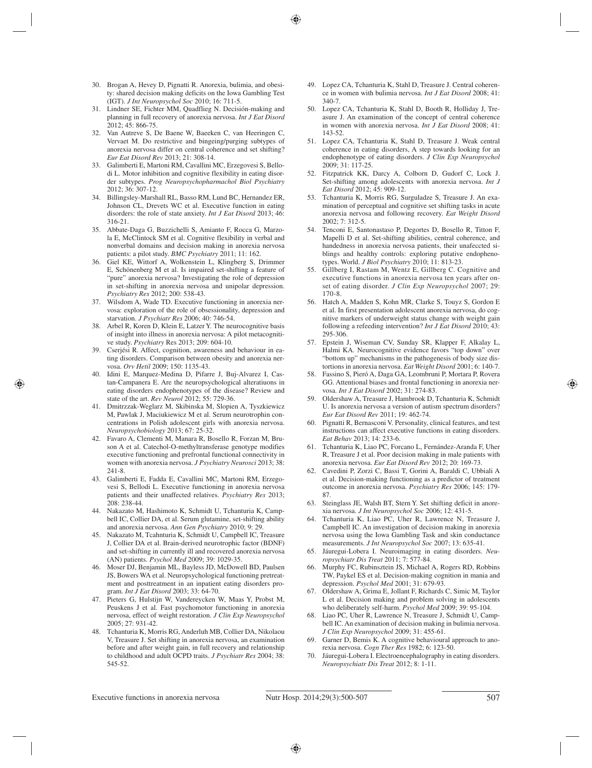30. Brogan A, Hevey D, Pignatti R. Anorexia, bulimia, and obesity: shared decision making deficits on the Iowa Gambling Test (IGT). *J Int Neuropsychol Soc* 2010; 16: 711-5.
31. Lindner SE, Fichter MM, Quadflieg N. Decisión-making and planning in full recovery of anorexia nervosa. *Int J Eat Disord* 2012; 45: 866-75.
32. Van Autreve S, De Baene W, Baeeken C, van Heeringen C, Vervaet M. Do restrictive and bingeing/purging subtypes of anorexia nervosa differ on central coherence and set shifting? *Eur Eat Disord Rev* 2013; 21: 308-14.
33. Galimberti E, Martoni RM, Cavallini MC, Erzegovesi S, Bellodi L. Motor inhibition and cognitive flexibility in eating disorder subtypes. *Prog Neuropsychopharmachol Biol Psychiatry* 2012; 36: 307-12.
34. Billingsley-Marshall RL, Basso RM, Lund BC, Hernandez ER, Johnson CL, Drevets WC et al. Executive function in eating disorders: the role of state anxiety. *Int J Eat Disord* 2013; 46: 316-21.
35. Abbate-Daga G, Buzzichelli S, Amianto F, Rocca G, Marzola E, McClintock SM et al. Cognitive flexibility in verbal and nonverbal domains and decision making in anorexia nervosa patients: a pilot study. *BMC Psychiatry* 2011; 11: 162.
36. Giel KE, Wittorf A, Wolkenstein L, Klingberg S, Drimmer E, Schönenberg M et al. Is impaired set-shifting a feature of "pure" anorexia nervosa? Investigating the role of depression in set-shifting in anorexia nervosa and unipolar depression. *Psychiatry Res* 2012; 200: 538-43.
37. Wilsdom A, Wade TD. Executive functioning in anorexia nervosa: exploration of the role of obsessionality, depression and starvation. *J Psychiatr Res* 2006; 40: 746-54.
38. Arbel R, Koren D, Klein E, Latzer Y. The neurocognitive basis of insight into illness in anorexia nervosa: A pilot metacognitive study. *Psychiatry* Res 2013; 209: 604-10.
39. Cserjési R. Affect, cognition, awareness and behaviour in eating disorders. Comparison between obesity and anorexia nervosa. *Orv Hetil* 2009; 150: 1135-43.
40. Idini E, Marquez-Medina D, Pifarre J, Buj-Alvarez I, Castan-Campanera E. Are the neuropsychological alteratiuons in eating disorders endophenotypes of the disease? Review and state of the art. *Rev Neurol* 2012; 55: 729-36.
41. Dmitrzzak-Weglarz M, Skibinska M, Slopien A, Tyszkiewicz M, Pawlak J, Maciukiewicz M et al. Serum neurotrophin concentrations in Polish adolescent girls with anorexia nervosa. *Neuropsychobiology* 2013; 67: 25-32.
42. Favaro A, Clementi M, Manara R, Bosello R, Forzan M, Bruson A et al. Catechol-O-methyltransferase genotype modifies executive functioning and prefrontal functional connectivity in women with anorexia nervosa. *J Psychiatry Neurosci* 2013; 38: 241-8.
43. Galimberti E, Fadda E, Cavallini MC, Martoni RM, Erzegovesi S, Bellodi L. Executive functioning in anorexia nervosa patients and their unaffected relatives. *Psychiatry Res* 2013; 208: 238-44.
44. Nakazato M, Hashimoto K, Schmidt U, Tchanturia K, Campbell IC, Collier DA, et al. Serum glutamine, set-shifting ability and anorexia nervosa. *Ann Gen Psychiatry* 2010; 9: 29.
45. Nakazato M, Tcahnturia K, Schmidt U, Campbell IC, Treasure J, Collier DA et al. Brain-derived neurotrophic factor (BDNF) and set-shifting in currently ill and recovered anorexia nervosa (AN) patients. *Psychol Med* 2009; 39: 1029-35.
46. Moser DJ, Benjamin ML, Bayless JD, McDowell BD, Paulsen JS, Bowers WA et al. Neuropsychological functioning pretreatment and posttreatment in an inpatient eating disorders program. *Int J Eat Disord* 2003; 33: 64-70.
47. Pieters G, Hulstijn W, Vandereycken W, Maas Y, Probst M, Peuskens J et al. Fast psychomotor functioning in anorexia nervosa, effect of weight restoration. *J Clin Exp Neuropsychol* 2005; 27: 931-42.
48. Tchanturia K, Morris RG, Anderluh MB, Collier DA, Nikolaou V, Treasure J. Set shifting in anorexia nervosa, an examination before and after weight gain, in full recovery and relationship to childhood and adult OCPD traits. *J Psychiatr Res* 2004; 38: 545-52.
49. Lopez CA, Tchanturia K, Stahl D, Treasure J. Central coherence in women with bulimia nervosa. *Int J Eat Disord* 2008; 41: 340-7.
50. Lopez CA, Tchanturia K, Stahl D, Booth R, Holliday J, Treasure J. An examination of the concept of central coherence in women with anorexia nervosa. *Int J Eat Disord* 2008; 41: 143-52.
51. Lopez CA, Tchanturia K, Stahl D, Treasure J. Weak central coherence in eating disorders, A step towards looking for an endophenotype of eating disorders. *J Clin Exp Neuropsychol* 2009; 31: 117-25.
52. Fitzpatrick KK, Darcy A, Colborn D, Gudorf C, Lock J. Set-shifting among adolescents with anorexia nervosa. *Int J Eat Disord* 2012; 45: 909-12.
53. Tchanturia K, Morris RG, Surguladze S, Treasure J. An examination of perceptual and cognitive set shifting tasks in acute anorexia nervosa and following recovery. *Eat Weight Disord* 2002; 7: 312-5.
54. Tenconi E, Santonastaso P, Degortes D, Bosello R, Titton F, Mapelli D et al. Set-shifting abilities, central coherence, and handedness in anorexia nervosa patients, their unafeccted siblings and healthy controls: exploring putative endophenotypes. World. *J Biol Psychiatry* 2010; 11: 813-23.
55. Gillberg I, Rastam M, Wentz E, Gillberg C. Cognitive and executive functions in anorexia nervosa ten years after onset of eating disorder. *J Clin Exp Neuropsychol* 2007; 29: 170-8.
56. Hatch A, Madden S, Kohn MR, Clarke S, Touyz S, Gordon E et al. In first presentation adolescent anorexia nervosa, do cognitive markers of underweight status change with weight gain following a refeeding intervention? *Int J Eat Disord* 2010; 43: 295-306.
57. Epstein J, Wiseman CV, Sunday SR, Klapper F, Alkalay L, Halmi KA. Neurocognitive evidence favors "top down" over "bottom up" mechanisms in the pathogenesis of body size distortions in anorexia nervosa. *Eat Weight Disord* 2001; 6: 140-7.
58. Fassino S, Pieró A, Daga GA, Leombruni P, Mortara P, Rovera GG. Attentional biases and frontal functioning in anorexia nervosa. *Int J Eat Disord* 2002; 31: 274-83.
59. Oldershaw A, Treasure J, Hambrook D, Tchanturia K, Schmidt U. Is anorexia nervosa a version of autism spectrum disorders? *Eur Eat Disord Rev* 2011; 19: 462-74.
60. Pignatti R, Bernasconi V. Personality, clinical features, and test instructions can affect executive functions in eating disorders. *Eat Behav* 2013; 14: 233-6.
61. Tchanturia K, Liao PC, Forcano L, Fernández-Aranda F, Uher R, Treasure J et al. Poor decision making in male patients with anorexia nervosa. *Eur Eat Disord Rev* 2012; 20: 169-73.
62. Cavedini P, Zorzi C, Bassi T, Gorini A, Baraldi C, Ubbiali A et al. Decision-making functioning as a predictor of treatment outcome in anorexia nervosa. *Psychiatry Res* 2006; 145: 179-87.
63. Steinglass JE, Walsh BT, Stern Y. Set shifting deficit in anorexia nervosa. *J Int Neuropsychol Soc* 2006; 12: 431-5.
64. Tchanturia K, Liao PC, Uher R, Lawrence N, Treasure J, Campbell IC. An investigation of decision making in anorexia nervosa using the Iowa Gambling Task and skin conductance measurements. *J Int Neuropsychol Soc* 2007; 13: 635-41.
65. Jáuregui-Lobera I. Neuroimaging in eating disorders. *Neuropsychiatr Dis Treat* 2011; 7: 577-84.
66. Murphy FC, Rubinsztein JS, Michael A, Rogers RD, Robbins TW, Paykel ES et al. Decision-making cognition in mania and depression. *Psychol Med* 2001; 31: 679-93.
67. Oldershaw A, Grima E, Jollant F, Richards C, Simic M, Taylor L et al. Decision making and problem solving in adolescents who deliberately self-harm. *Psychol Med* 2009; 39: 95-104.
68. Liao PC, Uher R, Lawrence N, Treasure J, Schmidt U, Campbell IC. An examination of decision making in bulimia nervosa. *J Clin Exp Neuropsychol* 2009; 31: 455-61.
69. Garner D, Bemis K. A cognitive behavioural approach to anorexia nervosa. *Cogn Ther Res* 1982; 6: 123-50.
70. Jáuregui-Lobera I. Electroencephalography in eating disorders. *Neuropsychiatr Dis Treat* 2012; 8: 1-11.